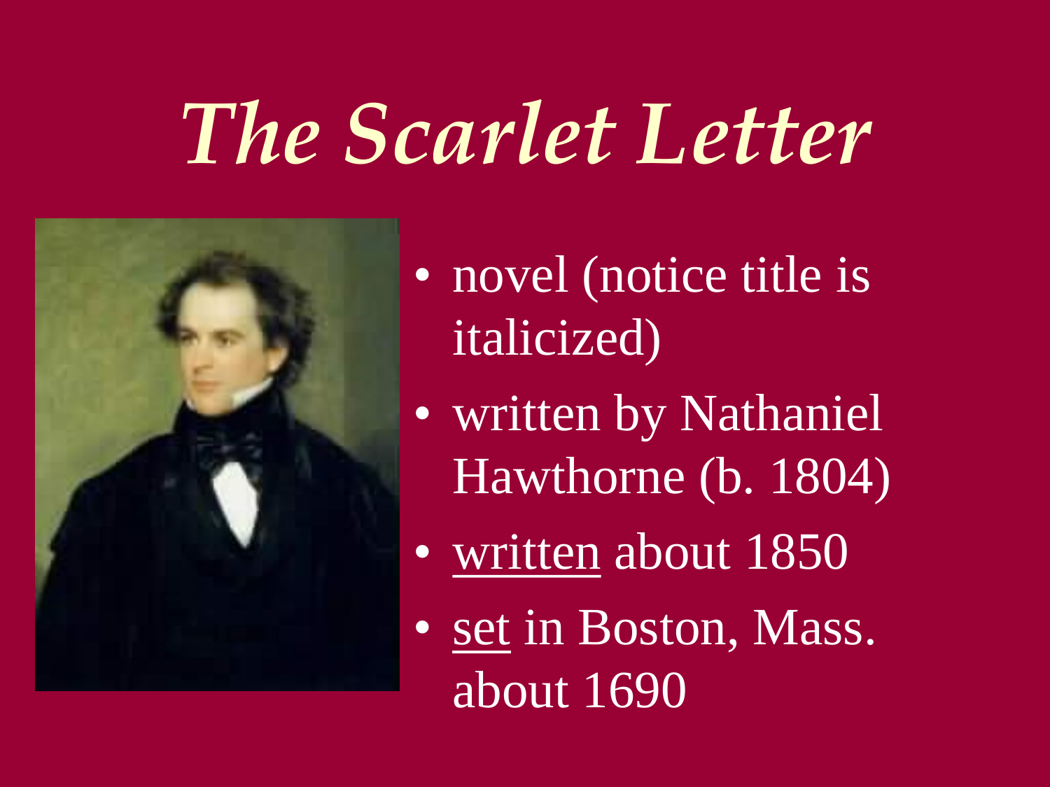# *The Scarlet Letter*

- novel (notice title is italicized)
- written by Nathaniel Hawthorne (b. 1804)
- <u>written</u> about 1850
- <u>set</u> in Boston, Mass. about 1690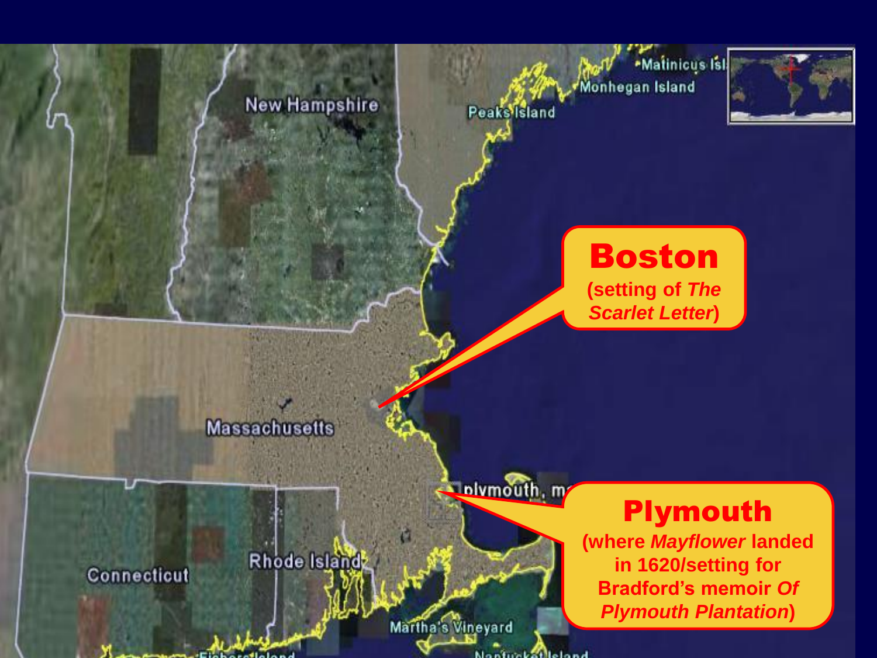**Boston**
(setting of *The Scarlet Letter*)

**Plymouth**
(where *Mayflower* landed in 1620/setting for Bradford's memoir *Of Plymouth Plantation*)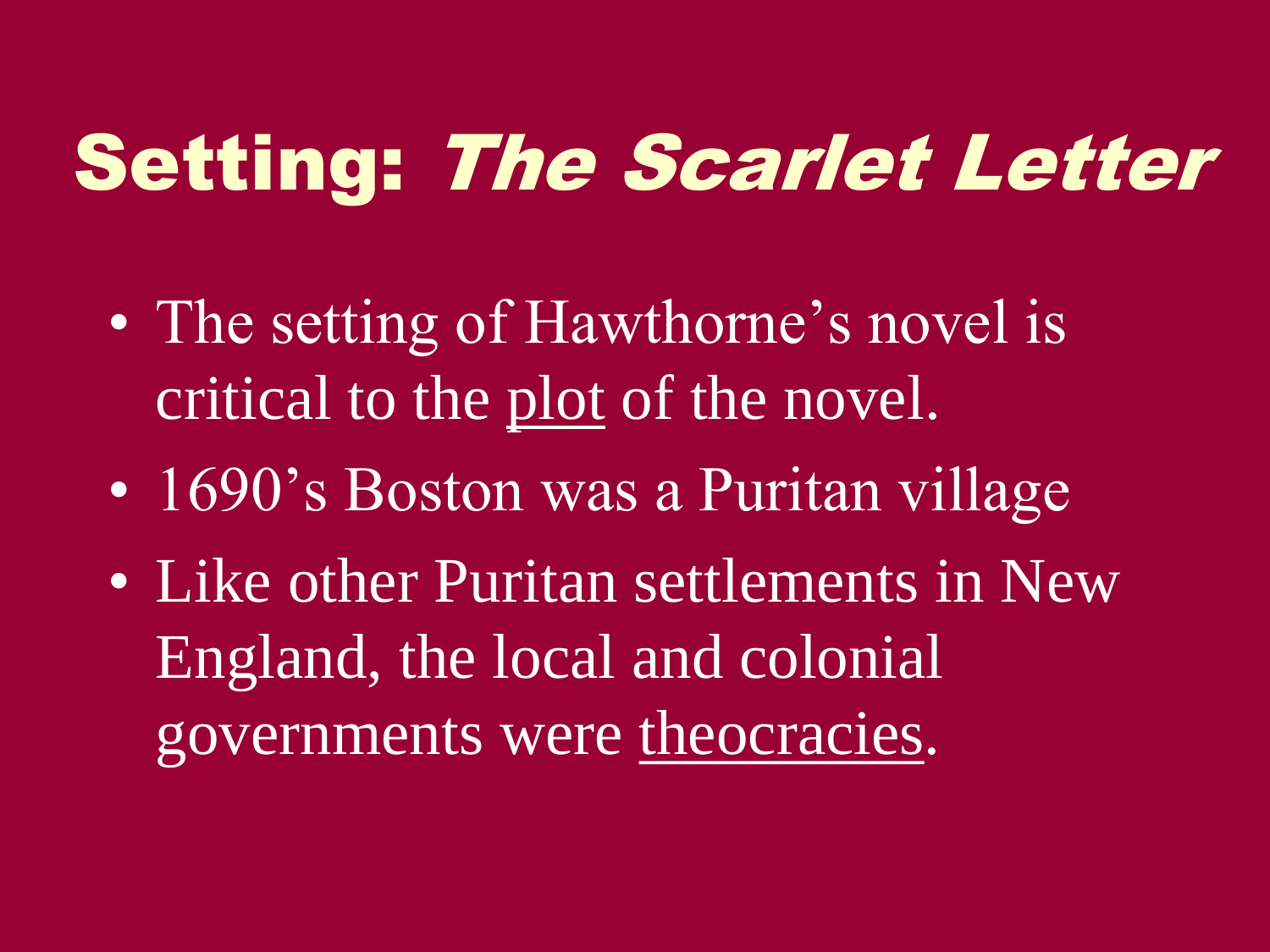# Setting: *The Scarlet Letter*

- The setting of Hawthorne's novel is critical to the plot of the novel.
- 1690's Boston was a Puritan village
- Like other Puritan settlements in New England, the local and colonial governments were theocracies.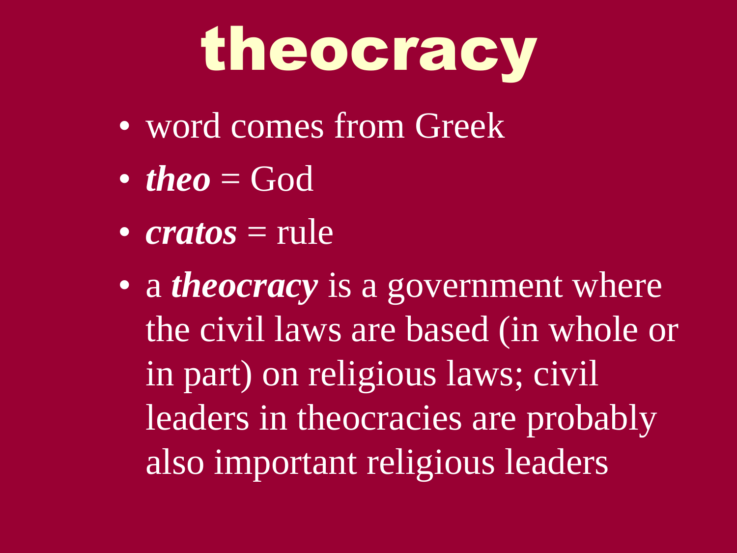# theocracy

- word comes from Greek
- ***theo*** = God
- ***cratos*** = rule
- a ***theocracy*** is a government where the civil laws are based (in whole or in part) on religious laws; civil leaders in theocracies are probably also important religious leaders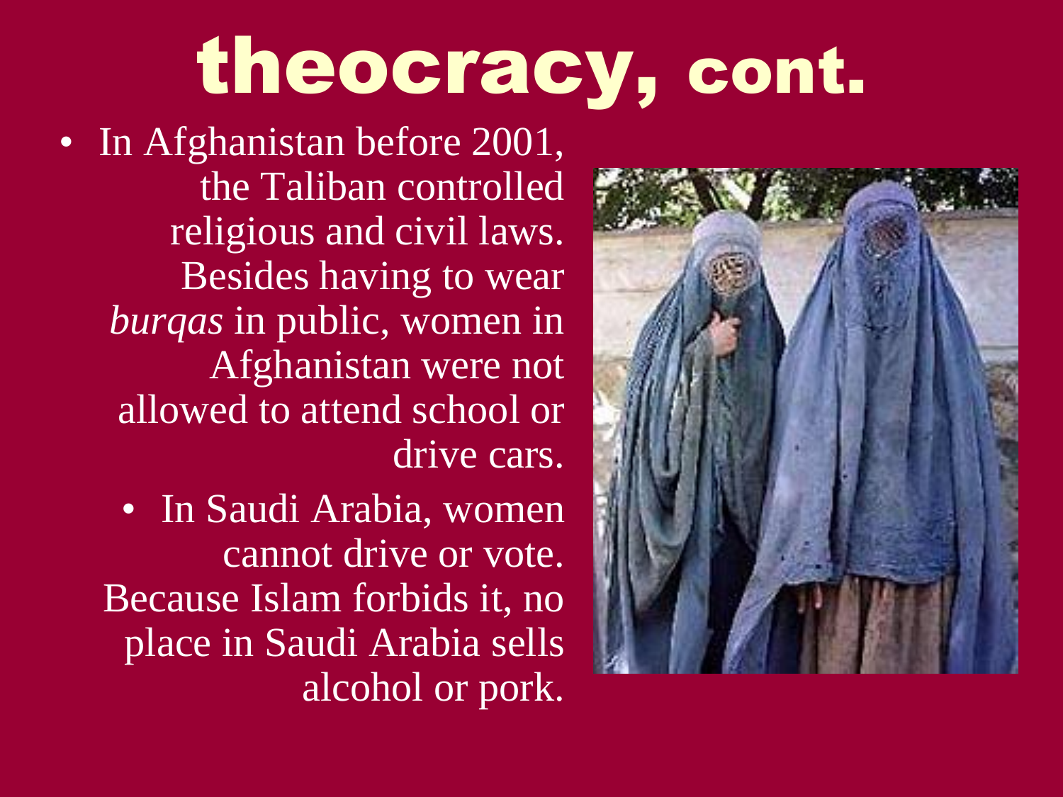# theocracy, cont.

- In Afghanistan before 2001, the Taliban controlled religious and civil laws. Besides having to wear *burqas* in public, women in Afghanistan were not allowed to attend school or drive cars.
  - In Saudi Arabia, women cannot drive or vote. Because Islam forbids it, no place in Saudi Arabia sells alcohol or pork.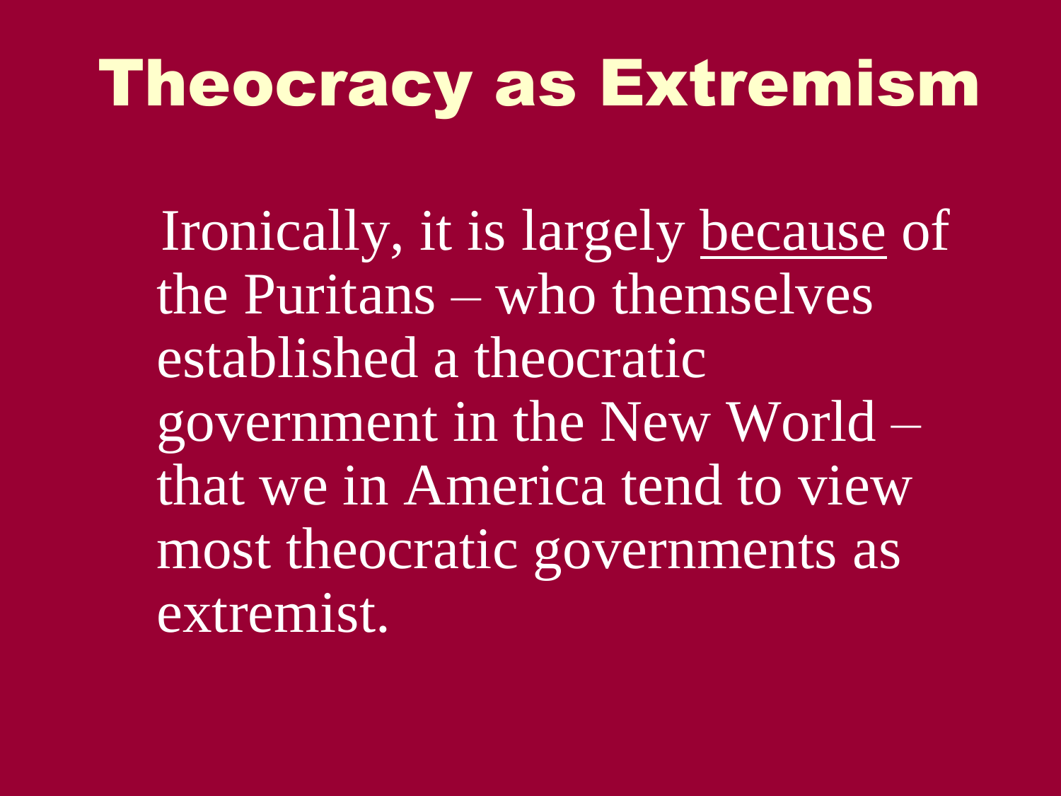# Theocracy as Extremism

Ironically, it is largely <u>because</u> of the Puritans – who themselves established a theocratic government in the New World – that we in America tend to view most theocratic governments as extremist.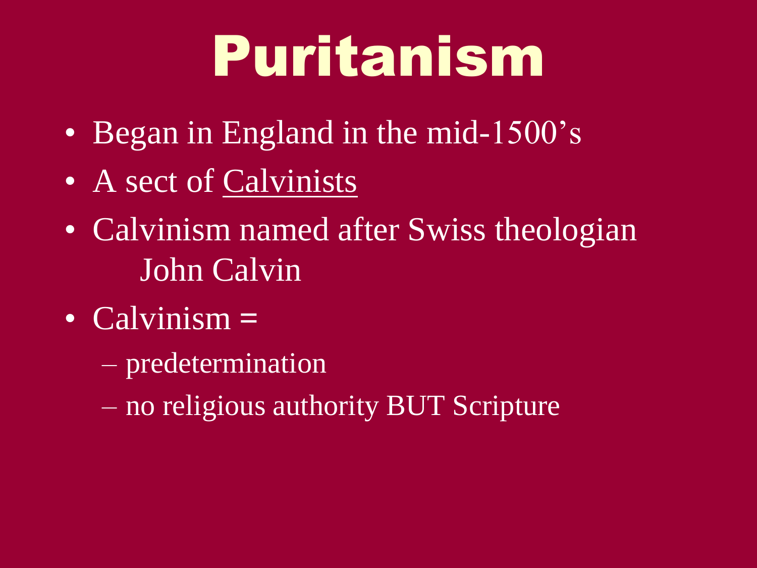# Puritanism

- Began in England in the mid-1500's
- A sect of Calvinists
- Calvinism named after Swiss theologian John Calvin
- Calvinism =
  - predetermination
  - no religious authority BUT Scripture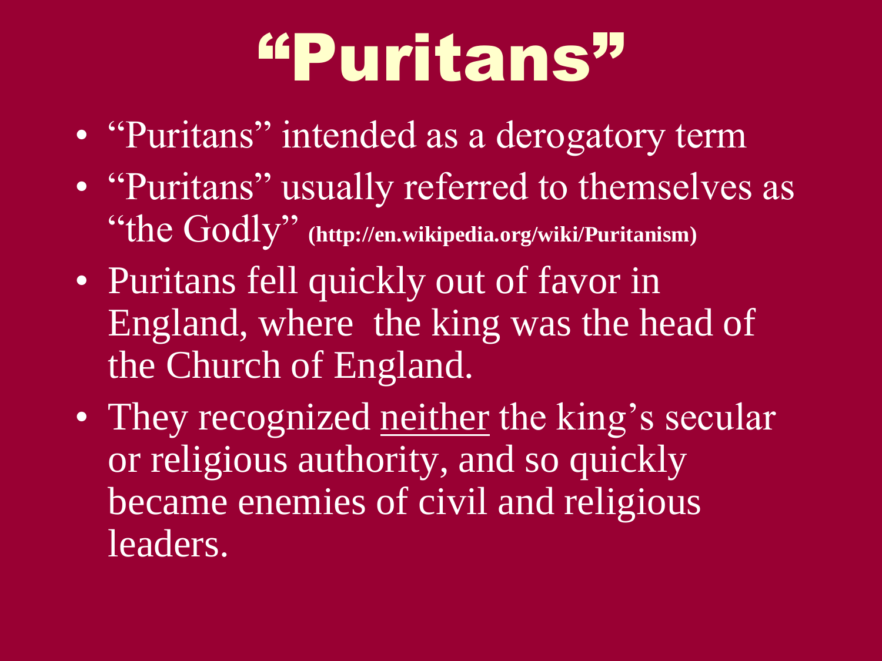# “Puritans”

- “Puritans” intended as a derogatory term
- “Puritans” usually referred to themselves as “the Godly” **(http://en.wikipedia.org/wiki/Puritanism)**
- Puritans fell quickly out of favor in England, where the king was the head of the Church of England.
- They recognized <u>neither</u> the king’s secular or religious authority, and so quickly became enemies of civil and religious leaders.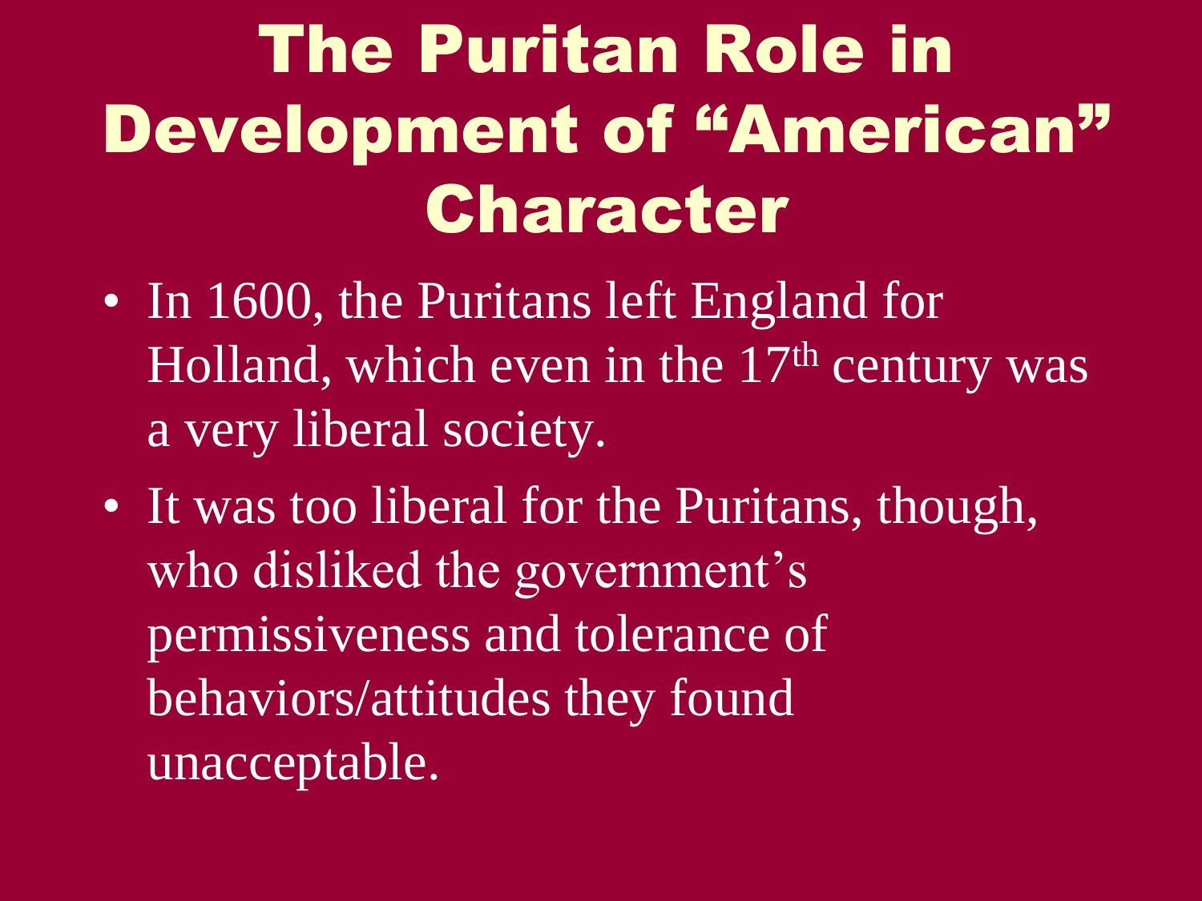# The Puritan Role in Development of "American" Character

- In 1600, the Puritans left England for Holland, which even in the 17th century was a very liberal society.
- It was too liberal for the Puritans, though, who disliked the government's permissiveness and tolerance of behaviors/attitudes they found unacceptable.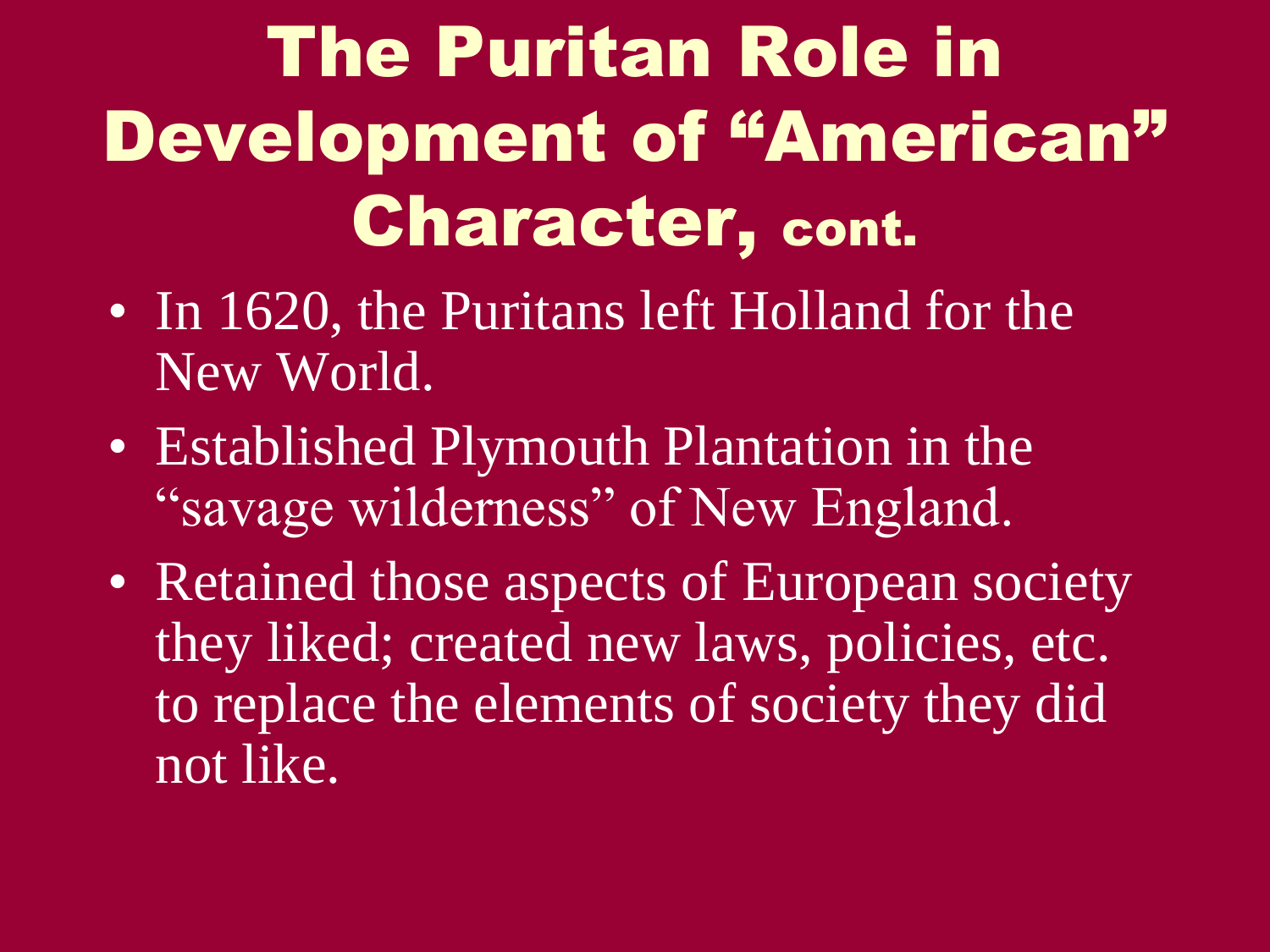# The Puritan Role in Development of "American" Character, cont.

- In 1620, the Puritans left Holland for the New World.
- Established Plymouth Plantation in the "savage wilderness" of New England.
- Retained those aspects of European society they liked; created new laws, policies, etc. to replace the elements of society they did not like.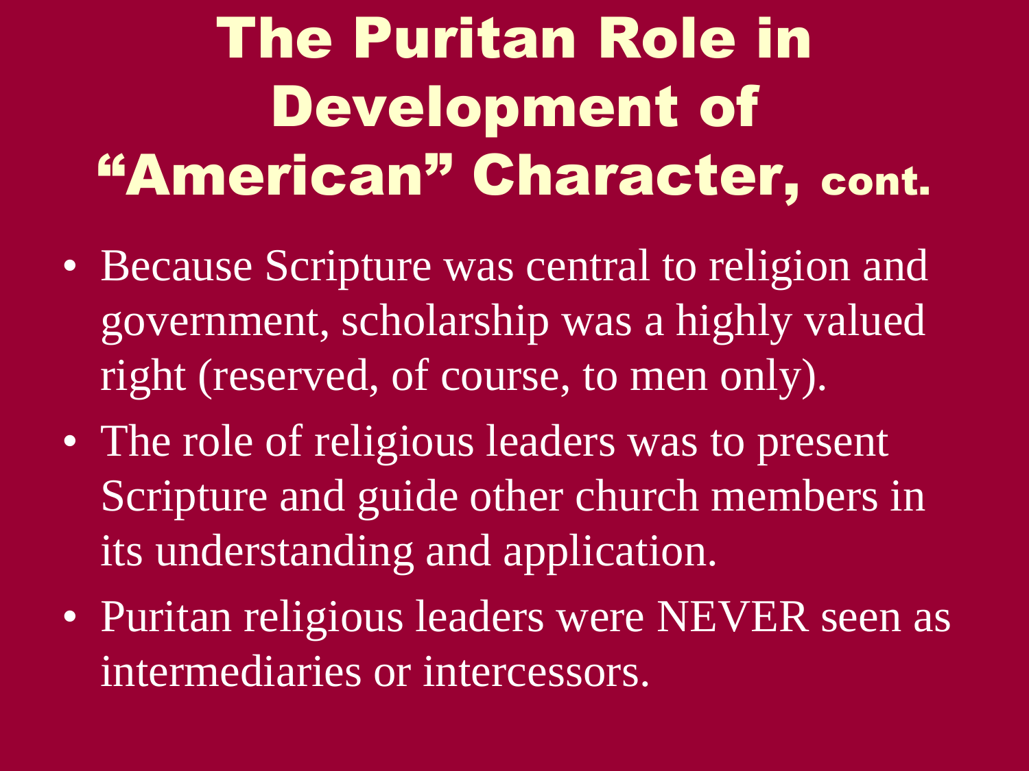# The Puritan Role in Development of "American" Character, cont.

- Because Scripture was central to religion and government, scholarship was a highly valued right (reserved, of course, to men only).
- The role of religious leaders was to present Scripture and guide other church members in its understanding and application.
- Puritan religious leaders were NEVER seen as intermediaries or intercessors.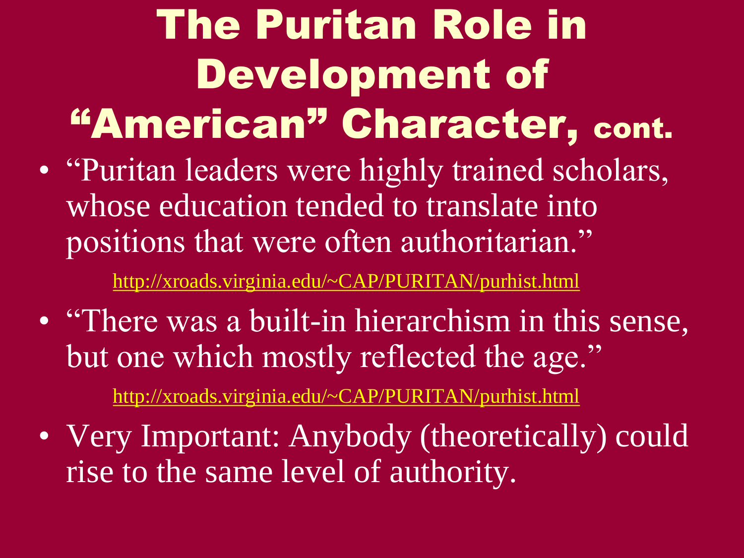# The Puritan Role in Development of "American" Character, cont.

- "Puritan leaders were highly trained scholars, whose education tended to translate into positions that were often authoritarian."

  http://xroads.virginia.edu/~CAP/PURITAN/purhist.html

- "There was a built-in hierarchism in this sense, but one which mostly reflected the age."

  http://xroads.virginia.edu/~CAP/PURITAN/purhist.html

- Very Important: Anybody (theoretically) could rise to the same level of authority.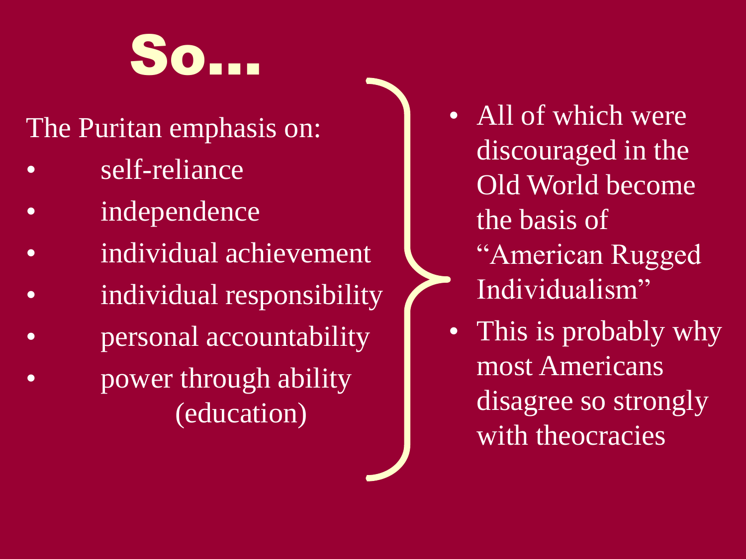# So…

The Puritan emphasis on:

- self-reliance
- independence
- individual achievement
- individual responsibility
- personal accountability
- power through ability (education)

- All of which were discouraged in the Old World become the basis of "American Rugged Individualism"
- This is probably why most Americans disagree so strongly with theocracies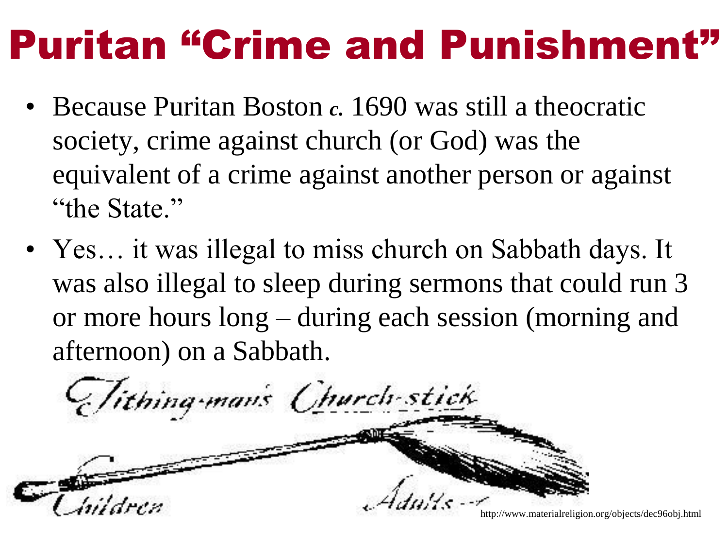# Puritan "Crime and Punishment"

- Because Puritan Boston *c.* 1690 was still a theocratic society, crime against church (or God) was the equivalent of a crime against another person or against "the State."
- Yes… it was illegal to miss church on Sabbath days. It was also illegal to sleep during sermons that could run 3 or more hours long – during each session (morning and afternoon) on a Sabbath.

Tithing-man's Church-stick

Children

Adults

http://www.materialreligion.org/objects/dec96obj.html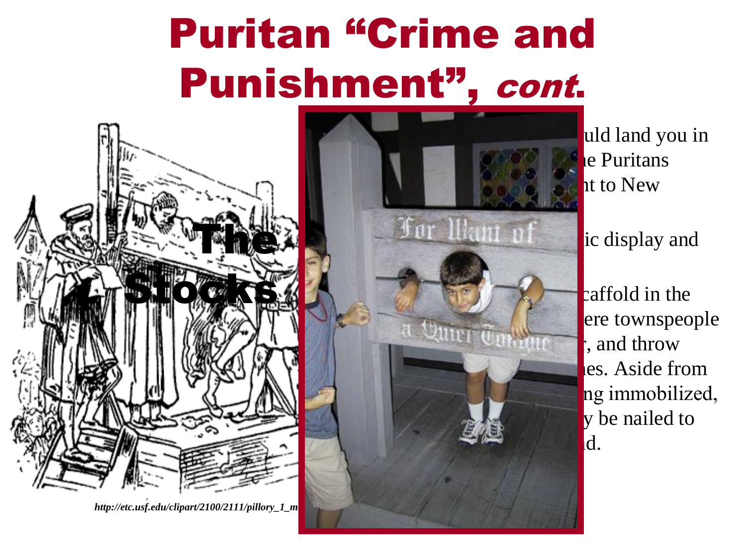# Puritan "Crime and Punishment", *cont.*

The Stocks

uld land you in
ne Puritans
nt to New

ic display and

caffold in the
ere townspeople
, and throw
es. Aside from
ng immobilized,
y be nailed to
d.

*http://etc.usf.edu/clipart/2100/2111/pillory_1_m*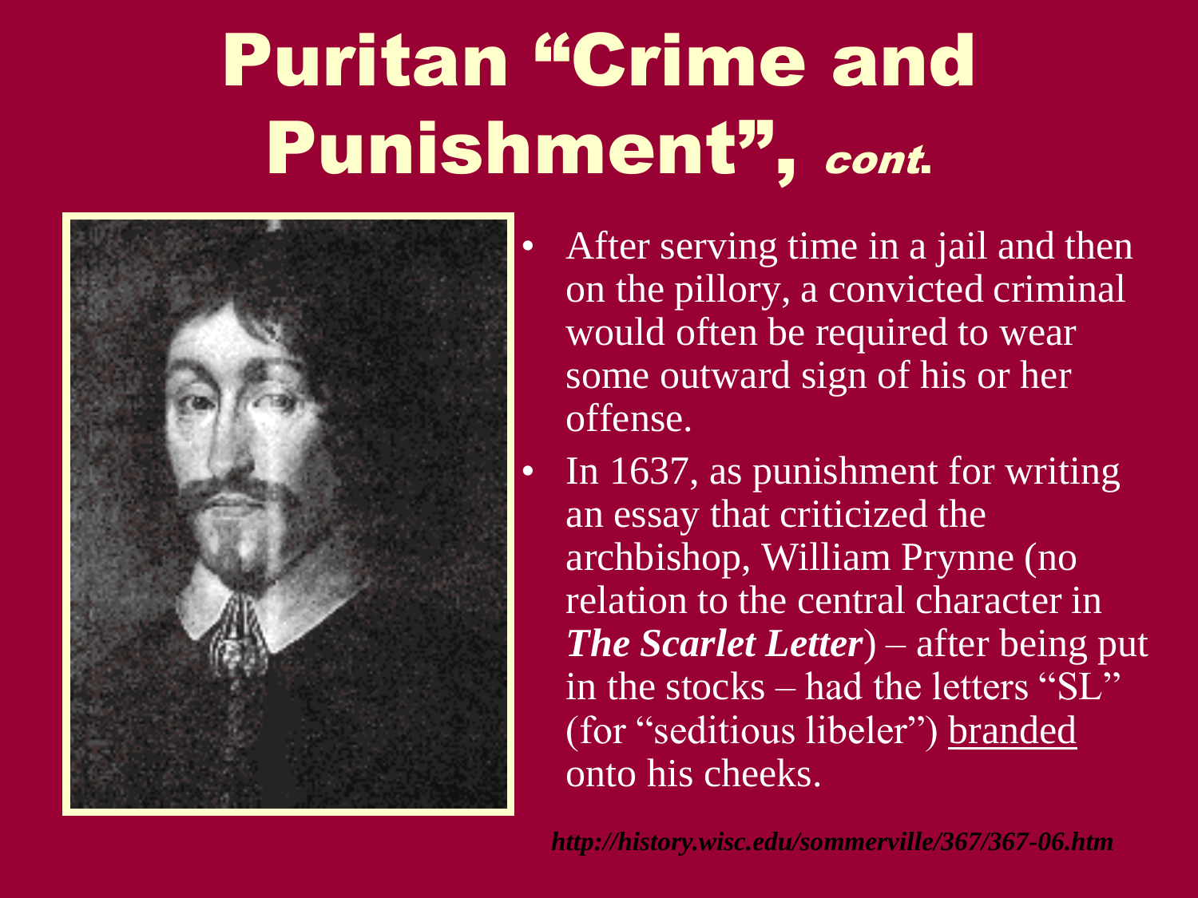# Puritan "Crime and Punishment", *cont.*

- After serving time in a jail and then on the pillory, a convicted criminal would often be required to wear some outward sign of his or her offense.
- In 1637, as punishment for writing an essay that criticized the archbishop, William Prynne (no relation to the central character in ***The Scarlet Letter***) – after being put in the stocks – had the letters "SL" (for "seditious libeler") branded onto his cheeks.

***http://history.wisc.edu/sommerville/367/367-06.htm***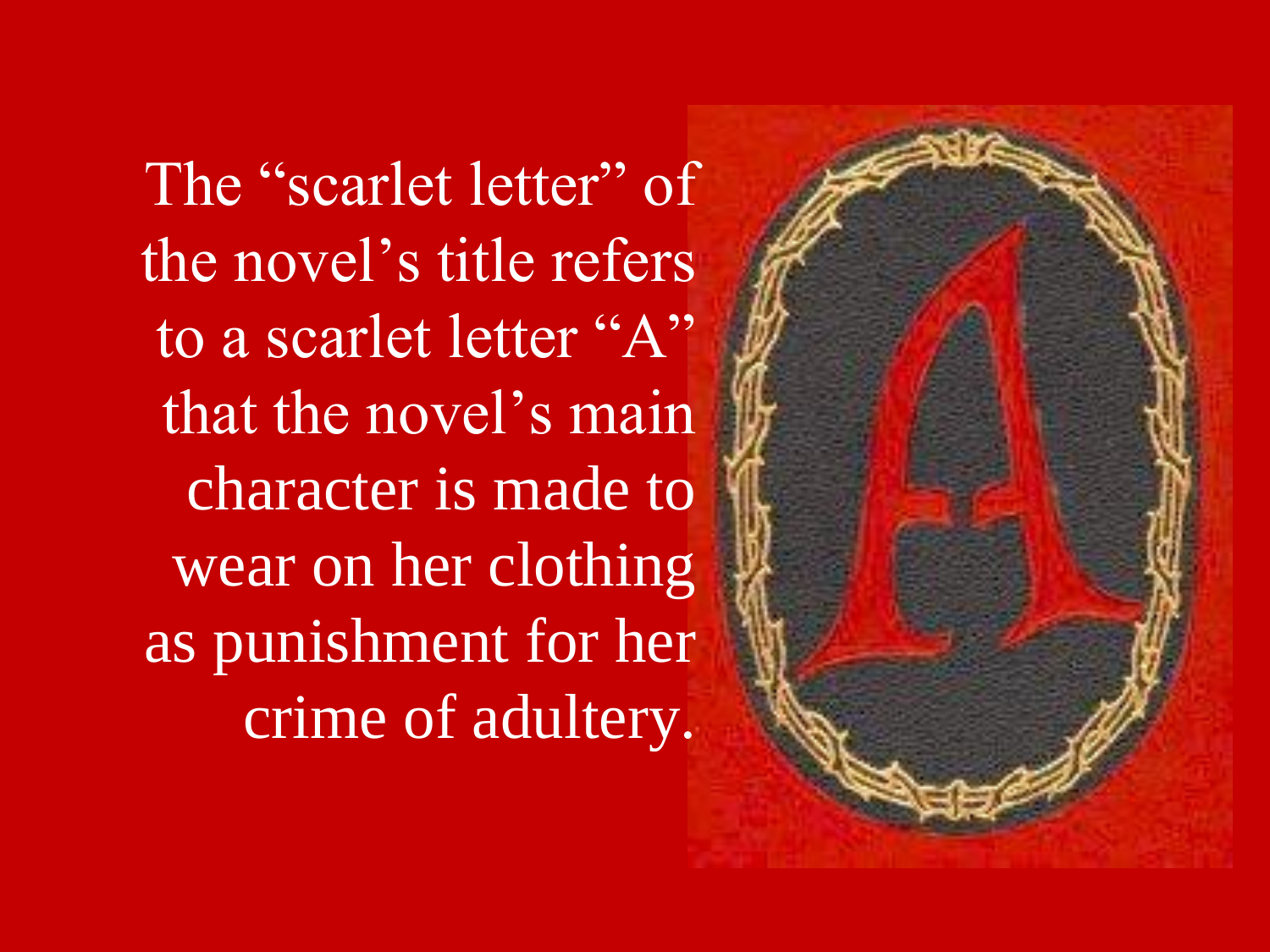The "scarlet letter" of the novel's title refers to a scarlet letter "A" that the novel's main character is made to wear on her clothing as punishment for her crime of adultery.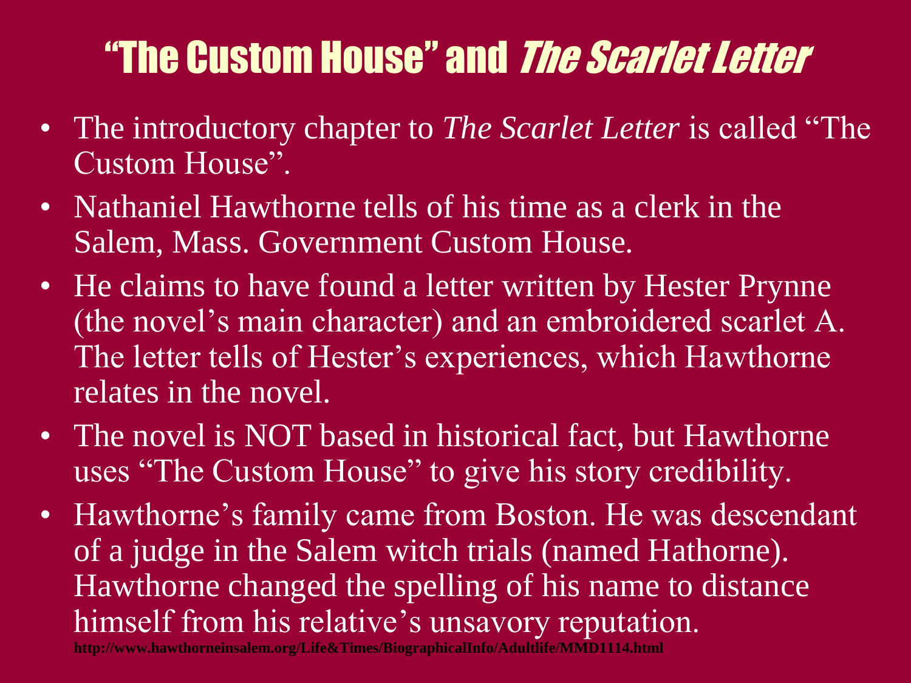# "The Custom House" and *The Scarlet Letter*

- The introductory chapter to *The Scarlet Letter* is called "The Custom House".
- Nathaniel Hawthorne tells of his time as a clerk in the Salem, Mass. Government Custom House.
- He claims to have found a letter written by Hester Prynne (the novel's main character) and an embroidered scarlet A. The letter tells of Hester's experiences, which Hawthorne relates in the novel.
- The novel is NOT based in historical fact, but Hawthorne uses "The Custom House" to give his story credibility.
- Hawthorne's family came from Boston. He was descendant of a judge in the Salem witch trials (named Hathorne). Hawthorne changed the spelling of his name to distance himself from his relative's unsavory reputation.

**http://www.hawthorneinsalem.org/Life&Times/BiographicalInfo/Adultlife/MMD1114.html**